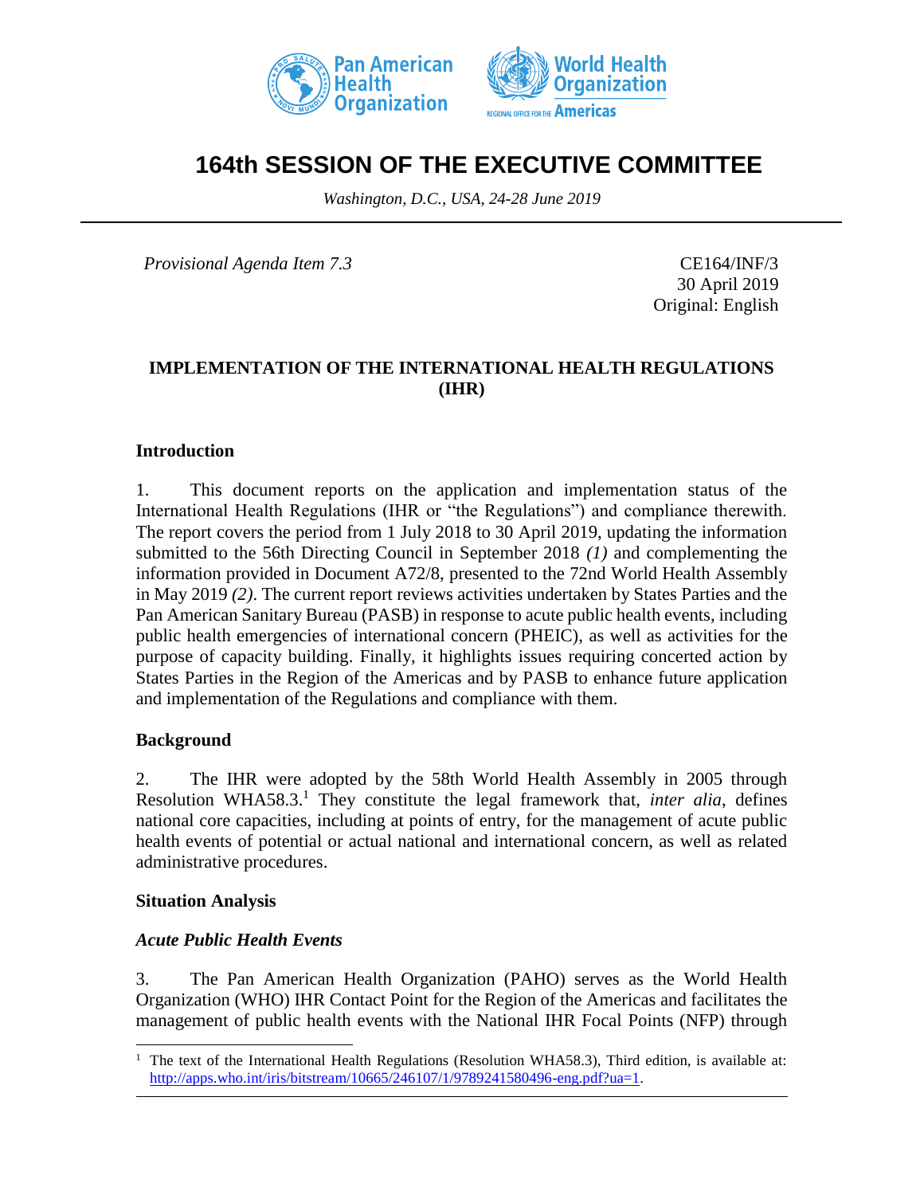# 164th SESSION OF THE EXECUTIVE COMMITTEE

*Washington, D.C., USA, 24-28 June 2019*

*Provisional Agenda Item 7.3*

CE164/INF/3
30 April 2019
Original: English

## IMPLEMENTATION OF THE INTERNATIONAL HEALTH REGULATIONS (IHR)

### Introduction

1. This document reports on the application and implementation status of the International Health Regulations (IHR or "the Regulations") and compliance therewith. The report covers the period from 1 July 2018 to 30 April 2019, updating the information submitted to the 56th Directing Council in September 2018 *(1)* and complementing the information provided in Document A72/8, presented to the 72nd World Health Assembly in May 2019 *(2)*. The current report reviews activities undertaken by States Parties and the Pan American Sanitary Bureau (PASB) in response to acute public health events, including public health emergencies of international concern (PHEIC), as well as activities for the purpose of capacity building. Finally, it highlights issues requiring concerted action by States Parties in the Region of the Americas and by PASB to enhance future application and implementation of the Regulations and compliance with them.

### Background

2. The IHR were adopted by the 58th World Health Assembly in 2005 through Resolution WHA58.3.[1] They constitute the legal framework that, *inter alia*, defines national core capacities, including at points of entry, for the management of acute public health events of potential or actual national and international concern, as well as related administrative procedures.

### Situation Analysis

#### *Acute Public Health Events*

3. The Pan American Health Organization (PAHO) serves as the World Health Organization (WHO) IHR Contact Point for the Region of the Americas and facilitates the management of public health events with the National IHR Focal Points (NFP) through

---

[1] The text of the International Health Regulations (Resolution WHA58.3), Third edition, is available at: http://apps.who.int/iris/bitstream/10665/246107/1/9789241580496-eng.pdf?ua=1.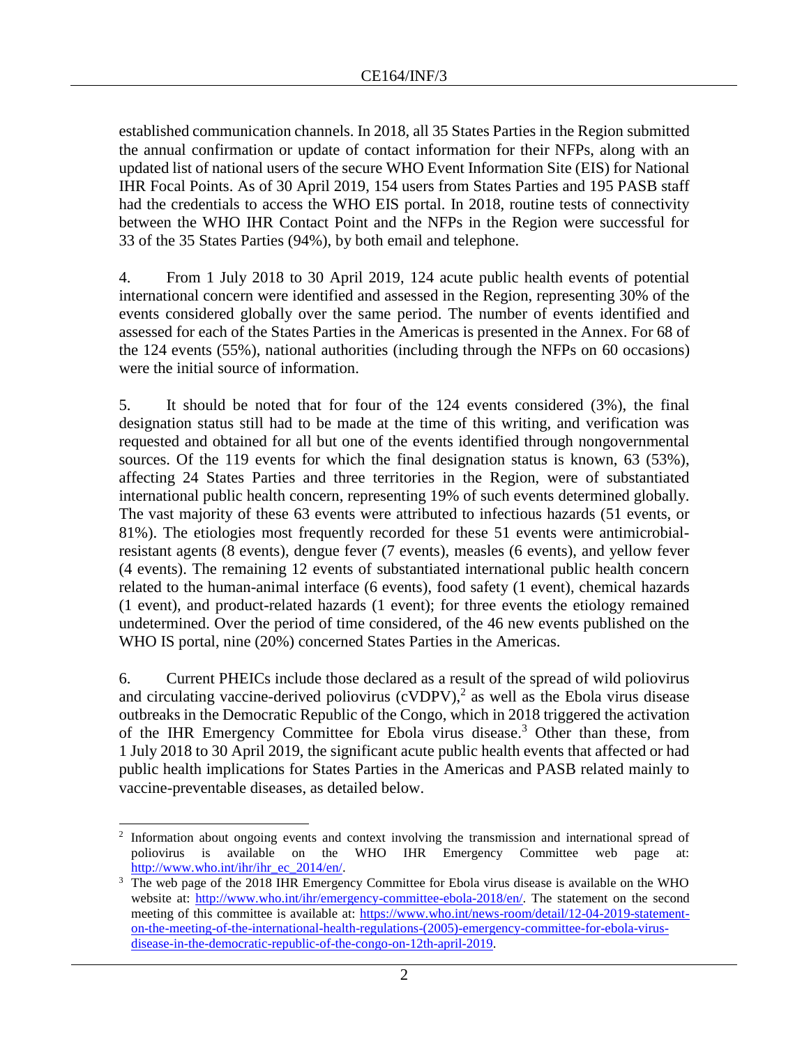established communication channels. In 2018, all 35 States Parties in the Region submitted the annual confirmation or update of contact information for their NFPs, along with an updated list of national users of the secure WHO Event Information Site (EIS) for National IHR Focal Points. As of 30 April 2019, 154 users from States Parties and 195 PASB staff had the credentials to access the WHO EIS portal. In 2018, routine tests of connectivity between the WHO IHR Contact Point and the NFPs in the Region were successful for 33 of the 35 States Parties (94%), by both email and telephone.

4. From 1 July 2018 to 30 April 2019, 124 acute public health events of potential international concern were identified and assessed in the Region, representing 30% of the events considered globally over the same period. The number of events identified and assessed for each of the States Parties in the Americas is presented in the Annex. For 68 of the 124 events (55%), national authorities (including through the NFPs on 60 occasions) were the initial source of information.

5. It should be noted that for four of the 124 events considered (3%), the final designation status still had to be made at the time of this writing, and verification was requested and obtained for all but one of the events identified through nongovernmental sources. Of the 119 events for which the final designation status is known, 63 (53%), affecting 24 States Parties and three territories in the Region, were of substantiated international public health concern, representing 19% of such events determined globally. The vast majority of these 63 events were attributed to infectious hazards (51 events, or 81%). The etiologies most frequently recorded for these 51 events were antimicrobial-resistant agents (8 events), dengue fever (7 events), measles (6 events), and yellow fever (4 events). The remaining 12 events of substantiated international public health concern related to the human-animal interface (6 events), food safety (1 event), chemical hazards (1 event), and product-related hazards (1 event); for three events the etiology remained undetermined. Over the period of time considered, of the 46 new events published on the WHO IS portal, nine (20%) concerned States Parties in the Americas.

6. Current PHEICs include those declared as a result of the spread of wild poliovirus and circulating vaccine-derived poliovirus (cVDPV),[2] as well as the Ebola virus disease outbreaks in the Democratic Republic of the Congo, which in 2018 triggered the activation of the IHR Emergency Committee for Ebola virus disease.[3] Other than these, from 1 July 2018 to 30 April 2019, the significant acute public health events that affected or had public health implications for States Parties in the Americas and PASB related mainly to vaccine-preventable diseases, as detailed below.

---

[2] Information about ongoing events and context involving the transmission and international spread of poliovirus is available on the WHO IHR Emergency Committee web page at: http://www.who.int/ihr/ihr_ec_2014/en/.

[3] The web page of the 2018 IHR Emergency Committee for Ebola virus disease is available on the WHO website at: http://www.who.int/ihr/emergency-committee-ebola-2018/en/. The statement on the second meeting of this committee is available at: https://www.who.int/news-room/detail/12-04-2019-statement-on-the-meeting-of-the-international-health-regulations-(2005)-emergency-committee-for-ebola-virus-disease-in-the-democratic-republic-of-the-congo-on-12th-april-2019.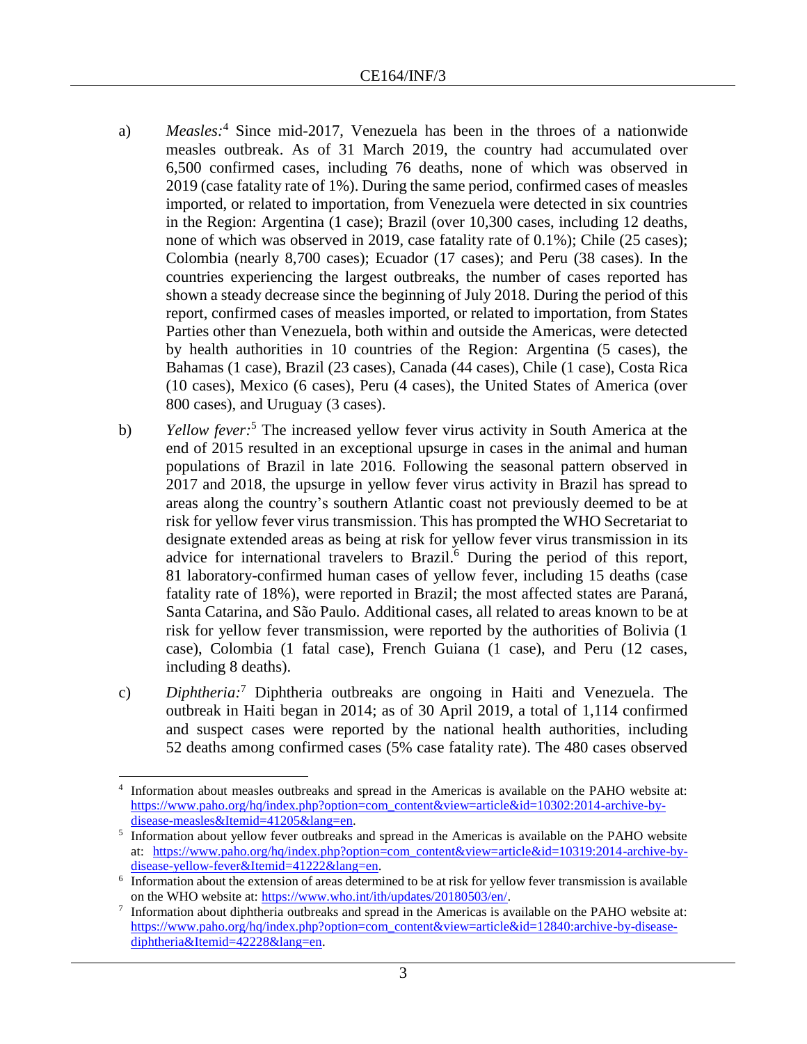a) *Measles:*[4] Since mid-2017, Venezuela has been in the throes of a nationwide measles outbreak. As of 31 March 2019, the country had accumulated over 6,500 confirmed cases, including 76 deaths, none of which was observed in 2019 (case fatality rate of 1%). During the same period, confirmed cases of measles imported, or related to importation, from Venezuela were detected in six countries in the Region: Argentina (1 case); Brazil (over 10,300 cases, including 12 deaths, none of which was observed in 2019, case fatality rate of 0.1%); Chile (25 cases); Colombia (nearly 8,700 cases); Ecuador (17 cases); and Peru (38 cases). In the countries experiencing the largest outbreaks, the number of cases reported has shown a steady decrease since the beginning of July 2018. During the period of this report, confirmed cases of measles imported, or related to importation, from States Parties other than Venezuela, both within and outside the Americas, were detected by health authorities in 10 countries of the Region: Argentina (5 cases), the Bahamas (1 case), Brazil (23 cases), Canada (44 cases), Chile (1 case), Costa Rica (10 cases), Mexico (6 cases), Peru (4 cases), the United States of America (over 800 cases), and Uruguay (3 cases).

b) *Yellow fever:*[5] The increased yellow fever virus activity in South America at the end of 2015 resulted in an exceptional upsurge in cases in the animal and human populations of Brazil in late 2016. Following the seasonal pattern observed in 2017 and 2018, the upsurge in yellow fever virus activity in Brazil has spread to areas along the country's southern Atlantic coast not previously deemed to be at risk for yellow fever virus transmission. This has prompted the WHO Secretariat to designate extended areas as being at risk for yellow fever virus transmission in its advice for international travelers to Brazil.[6] During the period of this report, 81 laboratory-confirmed human cases of yellow fever, including 15 deaths (case fatality rate of 18%), were reported in Brazil; the most affected states are Paraná, Santa Catarina, and São Paulo. Additional cases, all related to areas known to be at risk for yellow fever transmission, were reported by the authorities of Bolivia (1 case), Colombia (1 fatal case), French Guiana (1 case), and Peru (12 cases, including 8 deaths).

c) *Diphtheria:*[7] Diphtheria outbreaks are ongoing in Haiti and Venezuela. The outbreak in Haiti began in 2014; as of 30 April 2019, a total of 1,114 confirmed and suspect cases were reported by the national health authorities, including 52 deaths among confirmed cases (5% case fatality rate). The 480 cases observed

---

[4] Information about measles outbreaks and spread in the Americas is available on the PAHO website at: https://www.paho.org/hq/index.php?option=com_content&view=article&id=10302:2014-archive-by-disease-measles&Itemid=41205&lang=en.

[5] Information about yellow fever outbreaks and spread in the Americas is available on the PAHO website at: https://www.paho.org/hq/index.php?option=com_content&view=article&id=10319:2014-archive-by-disease-yellow-fever&Itemid=41222&lang=en.

[6] Information about the extension of areas determined to be at risk for yellow fever transmission is available on the WHO website at: https://www.who.int/ith/updates/20180503/en/.

[7] Information about diphtheria outbreaks and spread in the Americas is available on the PAHO website at: https://www.paho.org/hq/index.php?option=com_content&view=article&id=12840:archive-by-disease-diphtheria&Itemid=42228&lang=en.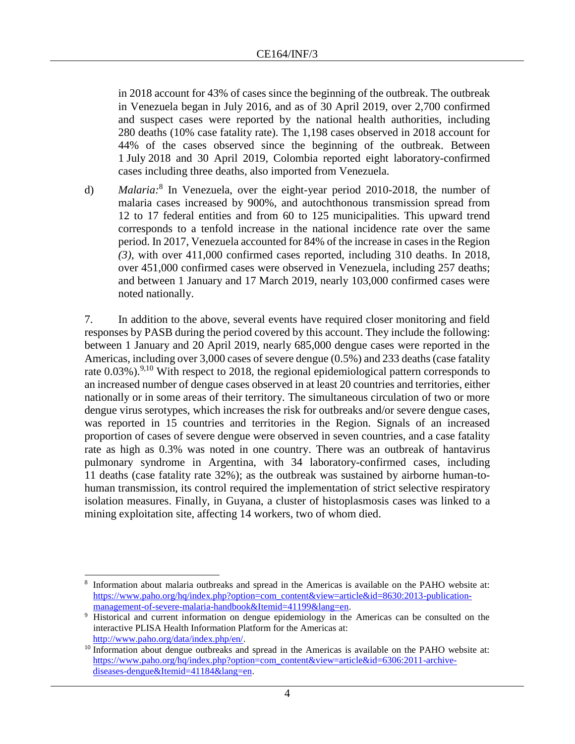in 2018 account for 43% of cases since the beginning of the outbreak. The outbreak in Venezuela began in July 2016, and as of 30 April 2019, over 2,700 confirmed and suspect cases were reported by the national health authorities, including 280 deaths (10% case fatality rate). The 1,198 cases observed in 2018 account for 44% of the cases observed since the beginning of the outbreak. Between 1 July 2018 and 30 April 2019, Colombia reported eight laboratory-confirmed cases including three deaths, also imported from Venezuela.

d) *Malaria:*[8] In Venezuela, over the eight-year period 2010-2018, the number of malaria cases increased by 900%, and autochthonous transmission spread from 12 to 17 federal entities and from 60 to 125 municipalities. This upward trend corresponds to a tenfold increase in the national incidence rate over the same period. In 2017, Venezuela accounted for 84% of the increase in cases in the Region *(3)*, with over 411,000 confirmed cases reported, including 310 deaths. In 2018, over 451,000 confirmed cases were observed in Venezuela, including 257 deaths; and between 1 January and 17 March 2019, nearly 103,000 confirmed cases were noted nationally.

7. In addition to the above, several events have required closer monitoring and field responses by PASB during the period covered by this account. They include the following: between 1 January and 20 April 2019, nearly 685,000 dengue cases were reported in the Americas, including over 3,000 cases of severe dengue (0.5%) and 233 deaths (case fatality rate 0.03%).[9,10] With respect to 2018, the regional epidemiological pattern corresponds to an increased number of dengue cases observed in at least 20 countries and territories, either nationally or in some areas of their territory. The simultaneous circulation of two or more dengue virus serotypes, which increases the risk for outbreaks and/or severe dengue cases, was reported in 15 countries and territories in the Region. Signals of an increased proportion of cases of severe dengue were observed in seven countries, and a case fatality rate as high as 0.3% was noted in one country. There was an outbreak of hantavirus pulmonary syndrome in Argentina, with 34 laboratory-confirmed cases, including 11 deaths (case fatality rate 32%); as the outbreak was sustained by airborne human-to-human transmission, its control required the implementation of strict selective respiratory isolation measures. Finally, in Guyana, a cluster of histoplasmosis cases was linked to a mining exploitation site, affecting 14 workers, two of whom died.

---

[8] Information about malaria outbreaks and spread in the Americas is available on the PAHO website at: https://www.paho.org/hq/index.php?option=com_content&view=article&id=8630:2013-publication-management-of-severe-malaria-handbook&Itemid=41199&lang=en.

[9] Historical and current information on dengue epidemiology in the Americas can be consulted on the interactive PLISA Health Information Platform for the Americas at: http://www.paho.org/data/index.php/en/.

[10] Information about dengue outbreaks and spread in the Americas is available on the PAHO website at: https://www.paho.org/hq/index.php?option=com_content&view=article&id=6306:2011-archive-diseases-dengue&Itemid=41184&lang=en.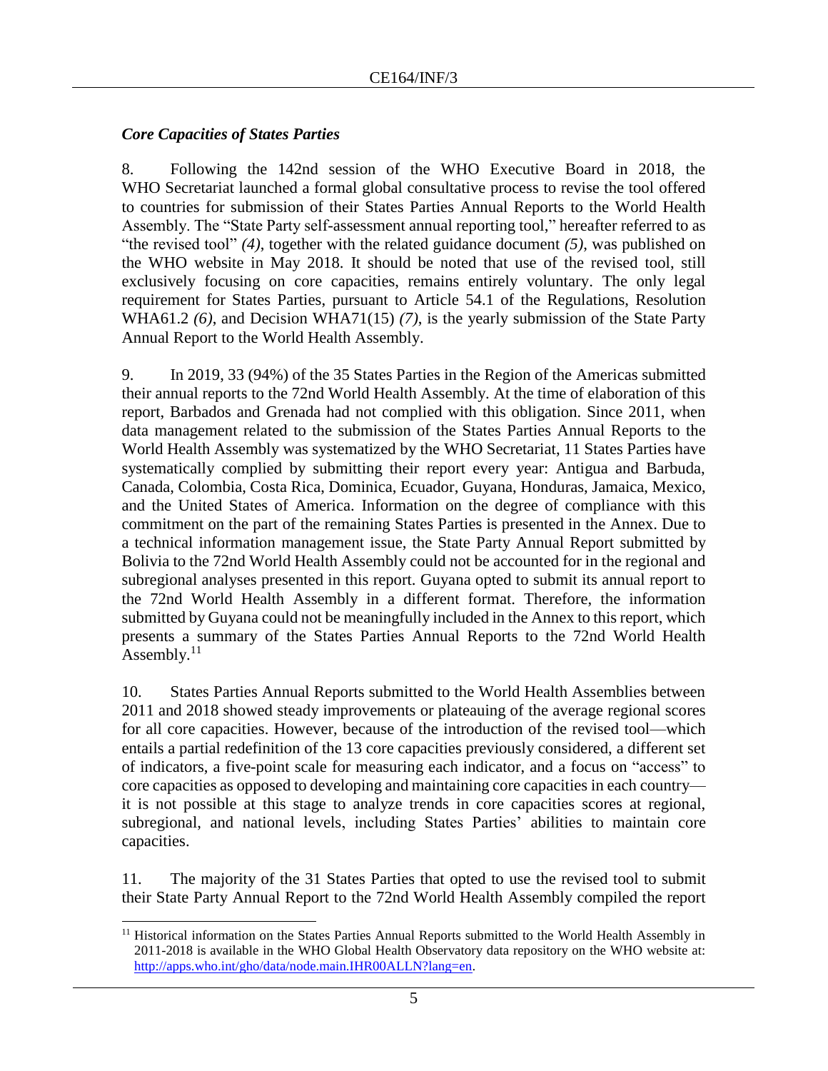### *Core Capacities of States Parties*

8. Following the 142nd session of the WHO Executive Board in 2018, the WHO Secretariat launched a formal global consultative process to revise the tool offered to countries for submission of their States Parties Annual Reports to the World Health Assembly. The "State Party self-assessment annual reporting tool," hereafter referred to as "the revised tool" *(4)*, together with the related guidance document *(5)*, was published on the WHO website in May 2018. It should be noted that use of the revised tool, still exclusively focusing on core capacities, remains entirely voluntary. The only legal requirement for States Parties, pursuant to Article 54.1 of the Regulations, Resolution WHA61.2 *(6)*, and Decision WHA71(15) *(7)*, is the yearly submission of the State Party Annual Report to the World Health Assembly.

9. In 2019, 33 (94%) of the 35 States Parties in the Region of the Americas submitted their annual reports to the 72nd World Health Assembly. At the time of elaboration of this report, Barbados and Grenada had not complied with this obligation. Since 2011, when data management related to the submission of the States Parties Annual Reports to the World Health Assembly was systematized by the WHO Secretariat, 11 States Parties have systematically complied by submitting their report every year: Antigua and Barbuda, Canada, Colombia, Costa Rica, Dominica, Ecuador, Guyana, Honduras, Jamaica, Mexico, and the United States of America. Information on the degree of compliance with this commitment on the part of the remaining States Parties is presented in the Annex. Due to a technical information management issue, the State Party Annual Report submitted by Bolivia to the 72nd World Health Assembly could not be accounted for in the regional and subregional analyses presented in this report. Guyana opted to submit its annual report to the 72nd World Health Assembly in a different format. Therefore, the information submitted by Guyana could not be meaningfully included in the Annex to this report, which presents a summary of the States Parties Annual Reports to the 72nd World Health Assembly.[11]

10. States Parties Annual Reports submitted to the World Health Assemblies between 2011 and 2018 showed steady improvements or plateauing of the average regional scores for all core capacities. However, because of the introduction of the revised tool—which entails a partial redefinition of the 13 core capacities previously considered, a different set of indicators, a five-point scale for measuring each indicator, and a focus on "access" to core capacities as opposed to developing and maintaining core capacities in each country—it is not possible at this stage to analyze trends in core capacities scores at regional, subregional, and national levels, including States Parties' abilities to maintain core capacities.

11. The majority of the 31 States Parties that opted to use the revised tool to submit their State Party Annual Report to the 72nd World Health Assembly compiled the report

---

[11] Historical information on the States Parties Annual Reports submitted to the World Health Assembly in 2011-2018 is available in the WHO Global Health Observatory data repository on the WHO website at: http://apps.who.int/gho/data/node.main.IHR00ALLN?lang=en.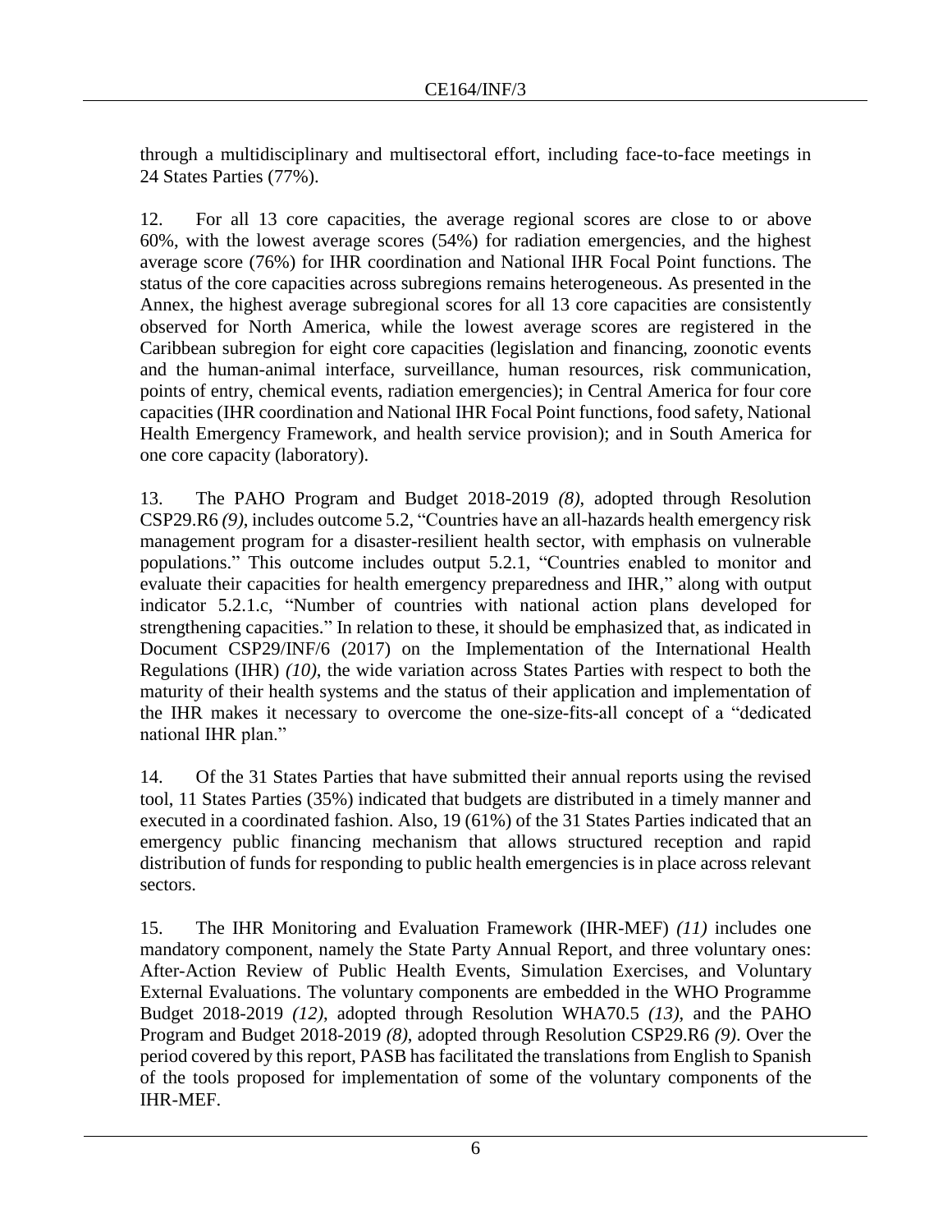through a multidisciplinary and multisectoral effort, including face-to-face meetings in 24 States Parties (77%).

12. For all 13 core capacities, the average regional scores are close to or above 60%, with the lowest average scores (54%) for radiation emergencies, and the highest average score (76%) for IHR coordination and National IHR Focal Point functions. The status of the core capacities across subregions remains heterogeneous. As presented in the Annex, the highest average subregional scores for all 13 core capacities are consistently observed for North America, while the lowest average scores are registered in the Caribbean subregion for eight core capacities (legislation and financing, zoonotic events and the human-animal interface, surveillance, human resources, risk communication, points of entry, chemical events, radiation emergencies); in Central America for four core capacities (IHR coordination and National IHR Focal Point functions, food safety, National Health Emergency Framework, and health service provision); and in South America for one core capacity (laboratory).

13. The PAHO Program and Budget 2018-2019 *(8)*, adopted through Resolution CSP29.R6 *(9)*, includes outcome 5.2, "Countries have an all-hazards health emergency risk management program for a disaster-resilient health sector, with emphasis on vulnerable populations." This outcome includes output 5.2.1, "Countries enabled to monitor and evaluate their capacities for health emergency preparedness and IHR," along with output indicator 5.2.1.c, "Number of countries with national action plans developed for strengthening capacities." In relation to these, it should be emphasized that, as indicated in Document CSP29/INF/6 (2017) on the Implementation of the International Health Regulations (IHR) *(10)*, the wide variation across States Parties with respect to both the maturity of their health systems and the status of their application and implementation of the IHR makes it necessary to overcome the one-size-fits-all concept of a "dedicated national IHR plan."

14. Of the 31 States Parties that have submitted their annual reports using the revised tool, 11 States Parties (35%) indicated that budgets are distributed in a timely manner and executed in a coordinated fashion. Also, 19 (61%) of the 31 States Parties indicated that an emergency public financing mechanism that allows structured reception and rapid distribution of funds for responding to public health emergencies is in place across relevant sectors.

15. The IHR Monitoring and Evaluation Framework (IHR-MEF) *(11)* includes one mandatory component, namely the State Party Annual Report, and three voluntary ones: After-Action Review of Public Health Events, Simulation Exercises, and Voluntary External Evaluations. The voluntary components are embedded in the WHO Programme Budget 2018-2019 *(12)*, adopted through Resolution WHA70.5 *(13)*, and the PAHO Program and Budget 2018-2019 *(8)*, adopted through Resolution CSP29.R6 *(9)*. Over the period covered by this report, PASB has facilitated the translations from English to Spanish of the tools proposed for implementation of some of the voluntary components of the IHR-MEF.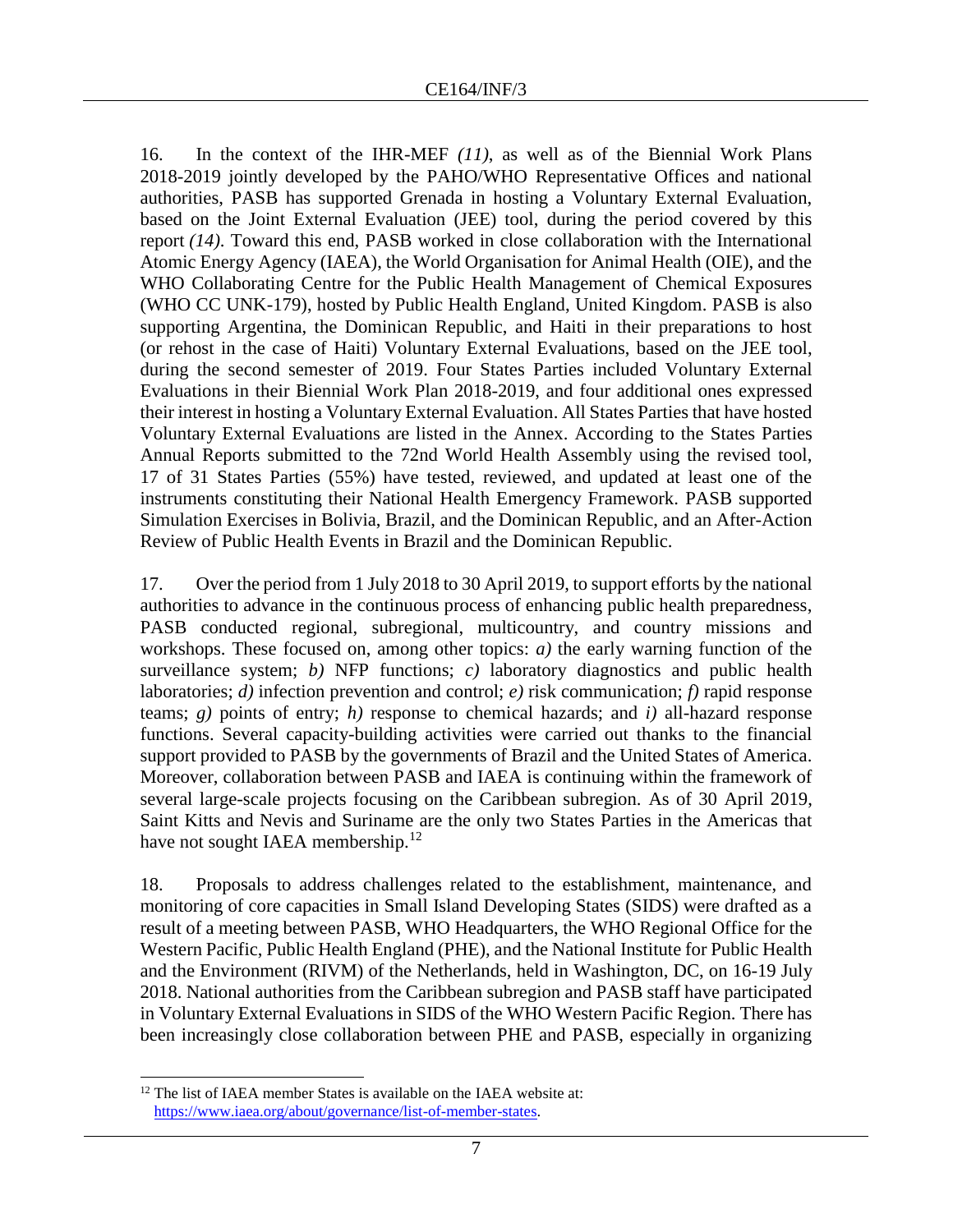16. In the context of the IHR-MEF *(11)*, as well as of the Biennial Work Plans 2018-2019 jointly developed by the PAHO/WHO Representative Offices and national authorities, PASB has supported Grenada in hosting a Voluntary External Evaluation, based on the Joint External Evaluation (JEE) tool, during the period covered by this report *(14)*. Toward this end, PASB worked in close collaboration with the International Atomic Energy Agency (IAEA), the World Organisation for Animal Health (OIE), and the WHO Collaborating Centre for the Public Health Management of Chemical Exposures (WHO CC UNK-179), hosted by Public Health England, United Kingdom. PASB is also supporting Argentina, the Dominican Republic, and Haiti in their preparations to host (or rehost in the case of Haiti) Voluntary External Evaluations, based on the JEE tool, during the second semester of 2019. Four States Parties included Voluntary External Evaluations in their Biennial Work Plan 2018-2019, and four additional ones expressed their interest in hosting a Voluntary External Evaluation. All States Parties that have hosted Voluntary External Evaluations are listed in the Annex. According to the States Parties Annual Reports submitted to the 72nd World Health Assembly using the revised tool, 17 of 31 States Parties (55%) have tested, reviewed, and updated at least one of the instruments constituting their National Health Emergency Framework. PASB supported Simulation Exercises in Bolivia, Brazil, and the Dominican Republic, and an After-Action Review of Public Health Events in Brazil and the Dominican Republic.

17. Over the period from 1 July 2018 to 30 April 2019, to support efforts by the national authorities to advance in the continuous process of enhancing public health preparedness, PASB conducted regional, subregional, multicountry, and country missions and workshops. These focused on, among other topics: *a)* the early warning function of the surveillance system; *b)* NFP functions; *c)* laboratory diagnostics and public health laboratories; *d)* infection prevention and control; *e)* risk communication; *f)* rapid response teams; *g)* points of entry; *h)* response to chemical hazards; and *i)* all-hazard response functions. Several capacity-building activities were carried out thanks to the financial support provided to PASB by the governments of Brazil and the United States of America. Moreover, collaboration between PASB and IAEA is continuing within the framework of several large-scale projects focusing on the Caribbean subregion. As of 30 April 2019, Saint Kitts and Nevis and Suriname are the only two States Parties in the Americas that have not sought IAEA membership.[12]

18. Proposals to address challenges related to the establishment, maintenance, and monitoring of core capacities in Small Island Developing States (SIDS) were drafted as a result of a meeting between PASB, WHO Headquarters, the WHO Regional Office for the Western Pacific, Public Health England (PHE), and the National Institute for Public Health and the Environment (RIVM) of the Netherlands, held in Washington, DC, on 16-19 July 2018. National authorities from the Caribbean subregion and PASB staff have participated in Voluntary External Evaluations in SIDS of the WHO Western Pacific Region. There has been increasingly close collaboration between PHE and PASB, especially in organizing

---

[12] The list of IAEA member States is available on the IAEA website at: https://www.iaea.org/about/governance/list-of-member-states.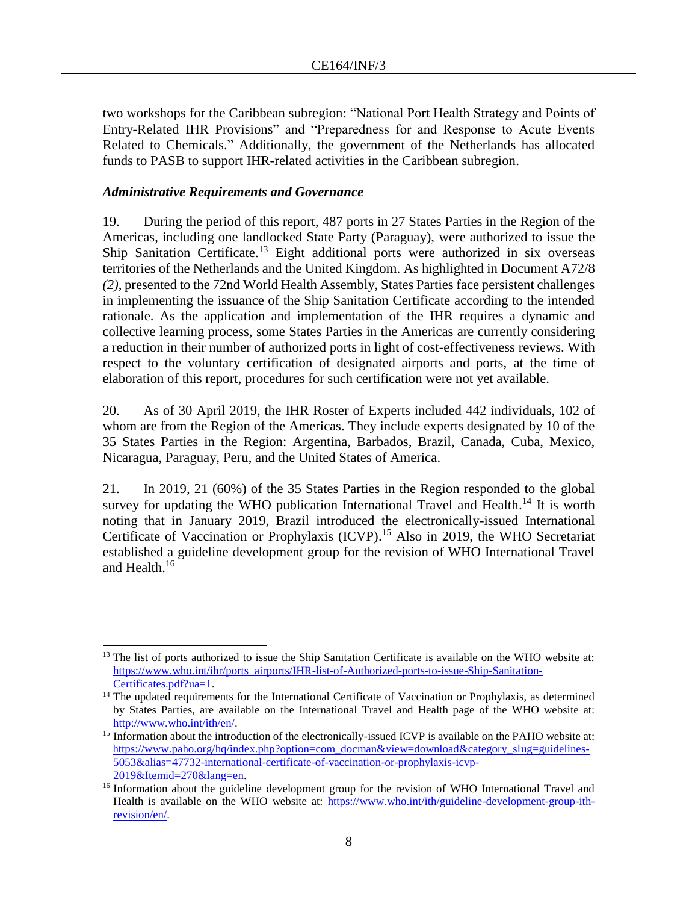two workshops for the Caribbean subregion: "National Port Health Strategy and Points of Entry-Related IHR Provisions" and "Preparedness for and Response to Acute Events Related to Chemicals." Additionally, the government of the Netherlands has allocated funds to PASB to support IHR-related activities in the Caribbean subregion.

### *Administrative Requirements and Governance*

19. During the period of this report, 487 ports in 27 States Parties in the Region of the Americas, including one landlocked State Party (Paraguay), were authorized to issue the Ship Sanitation Certificate.[13] Eight additional ports were authorized in six overseas territories of the Netherlands and the United Kingdom. As highlighted in Document A72/8 *(2)*, presented to the 72nd World Health Assembly, States Parties face persistent challenges in implementing the issuance of the Ship Sanitation Certificate according to the intended rationale. As the application and implementation of the IHR requires a dynamic and collective learning process, some States Parties in the Americas are currently considering a reduction in their number of authorized ports in light of cost-effectiveness reviews. With respect to the voluntary certification of designated airports and ports, at the time of elaboration of this report, procedures for such certification were not yet available.

20. As of 30 April 2019, the IHR Roster of Experts included 442 individuals, 102 of whom are from the Region of the Americas. They include experts designated by 10 of the 35 States Parties in the Region: Argentina, Barbados, Brazil, Canada, Cuba, Mexico, Nicaragua, Paraguay, Peru, and the United States of America.

21. In 2019, 21 (60%) of the 35 States Parties in the Region responded to the global survey for updating the WHO publication International Travel and Health.[14] It is worth noting that in January 2019, Brazil introduced the electronically-issued International Certificate of Vaccination or Prophylaxis (ICVP).[15] Also in 2019, the WHO Secretariat established a guideline development group for the revision of WHO International Travel and Health.[16]

---

[13] The list of ports authorized to issue the Ship Sanitation Certificate is available on the WHO website at: https://www.who.int/ihr/ports_airports/IHR-list-of-Authorized-ports-to-issue-Ship-Sanitation-Certificates.pdf?ua=1.

[14] The updated requirements for the International Certificate of Vaccination or Prophylaxis, as determined by States Parties, are available on the International Travel and Health page of the WHO website at: http://www.who.int/ith/en/.

[15] Information about the introduction of the electronically-issued ICVP is available on the PAHO website at: https://www.paho.org/hq/index.php?option=com_docman&view=download&category_slug=guidelines-5053&alias=47732-international-certificate-of-vaccination-or-prophylaxis-icvp-2019&Itemid=270&lang=en.

[16] Information about the guideline development group for the revision of WHO International Travel and Health is available on the WHO website at: https://www.who.int/ith/guideline-development-group-ith-revision/en/.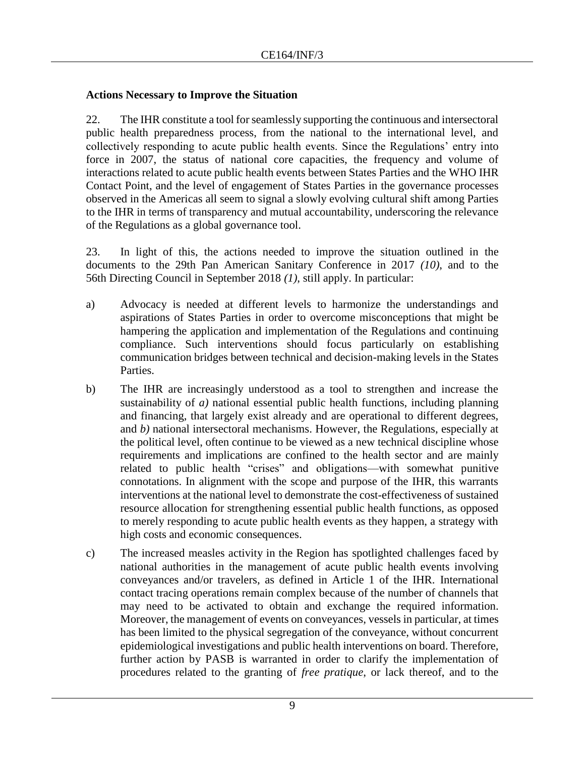**Actions Necessary to Improve the Situation**

22. The IHR constitute a tool for seamlessly supporting the continuous and intersectoral public health preparedness process, from the national to the international level, and collectively responding to acute public health events. Since the Regulations' entry into force in 2007, the status of national core capacities, the frequency and volume of interactions related to acute public health events between States Parties and the WHO IHR Contact Point, and the level of engagement of States Parties in the governance processes observed in the Americas all seem to signal a slowly evolving cultural shift among Parties to the IHR in terms of transparency and mutual accountability, underscoring the relevance of the Regulations as a global governance tool.

23. In light of this, the actions needed to improve the situation outlined in the documents to the 29th Pan American Sanitary Conference in 2017 *(10)*, and to the 56th Directing Council in September 2018 *(1)*, still apply. In particular:

a) Advocacy is needed at different levels to harmonize the understandings and aspirations of States Parties in order to overcome misconceptions that might be hampering the application and implementation of the Regulations and continuing compliance. Such interventions should focus particularly on establishing communication bridges between technical and decision-making levels in the States Parties.

b) The IHR are increasingly understood as a tool to strengthen and increase the sustainability of *a)* national essential public health functions, including planning and financing, that largely exist already and are operational to different degrees, and *b)* national intersectoral mechanisms. However, the Regulations, especially at the political level, often continue to be viewed as a new technical discipline whose requirements and implications are confined to the health sector and are mainly related to public health "crises" and obligations—with somewhat punitive connotations. In alignment with the scope and purpose of the IHR, this warrants interventions at the national level to demonstrate the cost-effectiveness of sustained resource allocation for strengthening essential public health functions, as opposed to merely responding to acute public health events as they happen, a strategy with high costs and economic consequences.

c) The increased measles activity in the Region has spotlighted challenges faced by national authorities in the management of acute public health events involving conveyances and/or travelers, as defined in Article 1 of the IHR. International contact tracing operations remain complex because of the number of channels that may need to be activated to obtain and exchange the required information. Moreover, the management of events on conveyances, vessels in particular, at times has been limited to the physical segregation of the conveyance, without concurrent epidemiological investigations and public health interventions on board. Therefore, further action by PASB is warranted in order to clarify the implementation of procedures related to the granting of *free pratique*, or lack thereof, and to the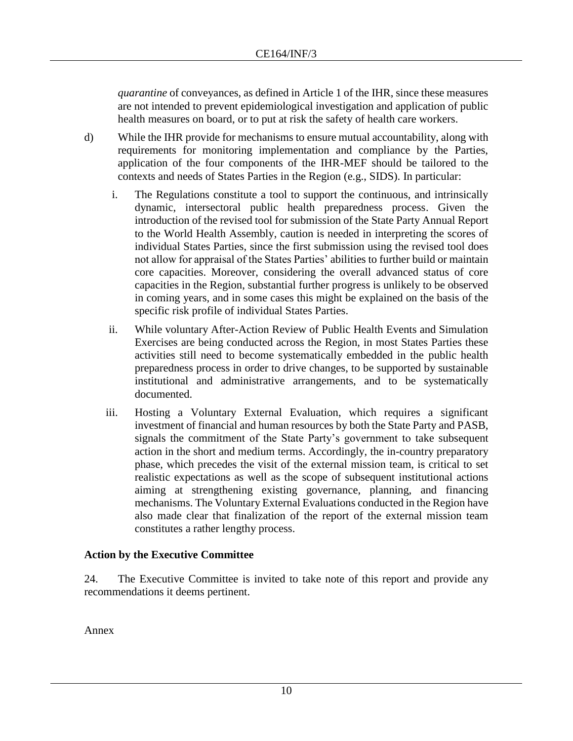*quarantine* of conveyances, as defined in Article 1 of the IHR, since these measures are not intended to prevent epidemiological investigation and application of public health measures on board, or to put at risk the safety of health care workers.

d) While the IHR provide for mechanisms to ensure mutual accountability, along with requirements for monitoring implementation and compliance by the Parties, application of the four components of the IHR-MEF should be tailored to the contexts and needs of States Parties in the Region (e.g., SIDS). In particular:

   i. The Regulations constitute a tool to support the continuous, and intrinsically dynamic, intersectoral public health preparedness process. Given the introduction of the revised tool for submission of the State Party Annual Report to the World Health Assembly, caution is needed in interpreting the scores of individual States Parties, since the first submission using the revised tool does not allow for appraisal of the States Parties' abilities to further build or maintain core capacities. Moreover, considering the overall advanced status of core capacities in the Region, substantial further progress is unlikely to be observed in coming years, and in some cases this might be explained on the basis of the specific risk profile of individual States Parties.

   ii. While voluntary After-Action Review of Public Health Events and Simulation Exercises are being conducted across the Region, in most States Parties these activities still need to become systematically embedded in the public health preparedness process in order to drive changes, to be supported by sustainable institutional and administrative arrangements, and to be systematically documented.

   iii. Hosting a Voluntary External Evaluation, which requires a significant investment of financial and human resources by both the State Party and PASB, signals the commitment of the State Party's government to take subsequent action in the short and medium terms. Accordingly, the in-country preparatory phase, which precedes the visit of the external mission team, is critical to set realistic expectations as well as the scope of subsequent institutional actions aiming at strengthening existing governance, planning, and financing mechanisms. The Voluntary External Evaluations conducted in the Region have also made clear that finalization of the report of the external mission team constitutes a rather lengthy process.

**Action by the Executive Committee**

24. The Executive Committee is invited to take note of this report and provide any recommendations it deems pertinent.

Annex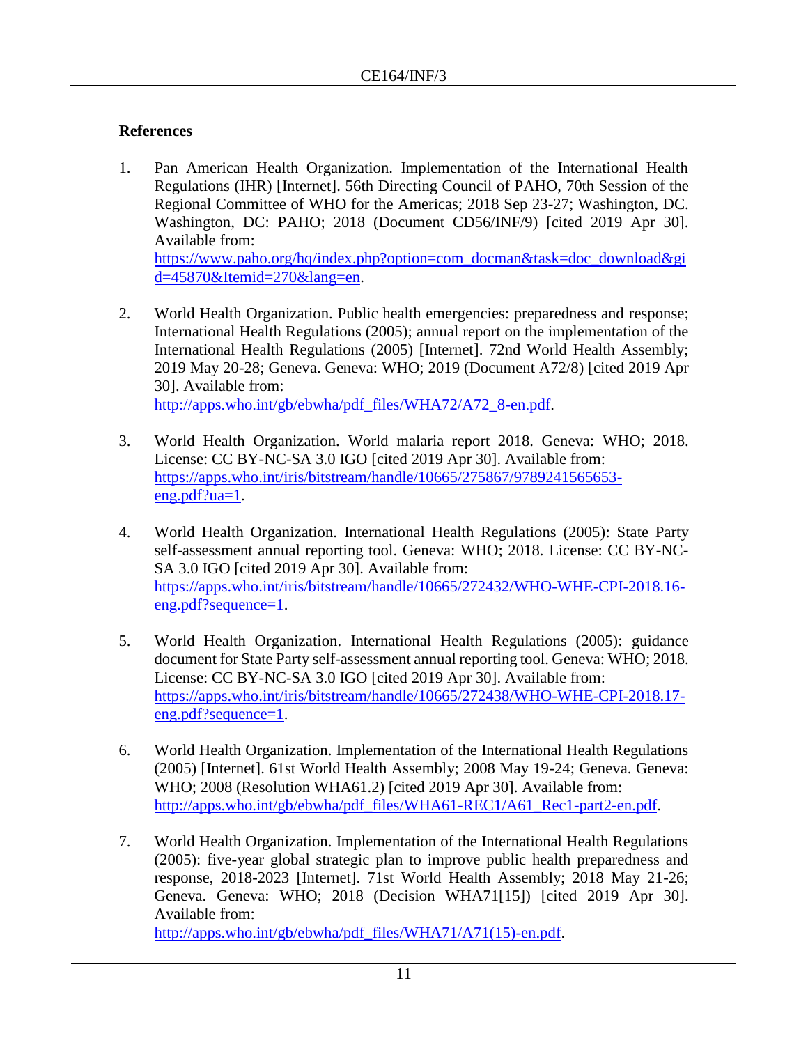## References

1. Pan American Health Organization. Implementation of the International Health Regulations (IHR) [Internet]. 56th Directing Council of PAHO, 70th Session of the Regional Committee of WHO for the Americas; 2018 Sep 23-27; Washington, DC. Washington, DC: PAHO; 2018 (Document CD56/INF/9) [cited 2019 Apr 30]. Available from: https://www.paho.org/hq/index.php?option=com_docman&task=doc_download&gid=45870&Itemid=270&lang=en.

2. World Health Organization. Public health emergencies: preparedness and response; International Health Regulations (2005); annual report on the implementation of the International Health Regulations (2005) [Internet]. 72nd World Health Assembly; 2019 May 20-28; Geneva. Geneva: WHO; 2019 (Document A72/8) [cited 2019 Apr 30]. Available from: http://apps.who.int/gb/ebwha/pdf_files/WHA72/A72_8-en.pdf.

3. World Health Organization. World malaria report 2018. Geneva: WHO; 2018. License: CC BY-NC-SA 3.0 IGO [cited 2019 Apr 30]. Available from: https://apps.who.int/iris/bitstream/handle/10665/275867/9789241565653-eng.pdf?ua=1.

4. World Health Organization. International Health Regulations (2005): State Party self-assessment annual reporting tool. Geneva: WHO; 2018. License: CC BY-NC-SA 3.0 IGO [cited 2019 Apr 30]. Available from: https://apps.who.int/iris/bitstream/handle/10665/272432/WHO-WHE-CPI-2018.16-eng.pdf?sequence=1.

5. World Health Organization. International Health Regulations (2005): guidance document for State Party self-assessment annual reporting tool. Geneva: WHO; 2018. License: CC BY-NC-SA 3.0 IGO [cited 2019 Apr 30]. Available from: https://apps.who.int/iris/bitstream/handle/10665/272438/WHO-WHE-CPI-2018.17-eng.pdf?sequence=1.

6. World Health Organization. Implementation of the International Health Regulations (2005) [Internet]. 61st World Health Assembly; 2008 May 19-24; Geneva. Geneva: WHO; 2008 (Resolution WHA61.2) [cited 2019 Apr 30]. Available from: http://apps.who.int/gb/ebwha/pdf_files/WHA61-REC1/A61_Rec1-part2-en.pdf.

7. World Health Organization. Implementation of the International Health Regulations (2005): five-year global strategic plan to improve public health preparedness and response, 2018-2023 [Internet]. 71st World Health Assembly; 2018 May 21-26; Geneva. Geneva: WHO; 2018 (Decision WHA71[15]) [cited 2019 Apr 30]. Available from: http://apps.who.int/gb/ebwha/pdf_files/WHA71/A71(15)-en.pdf.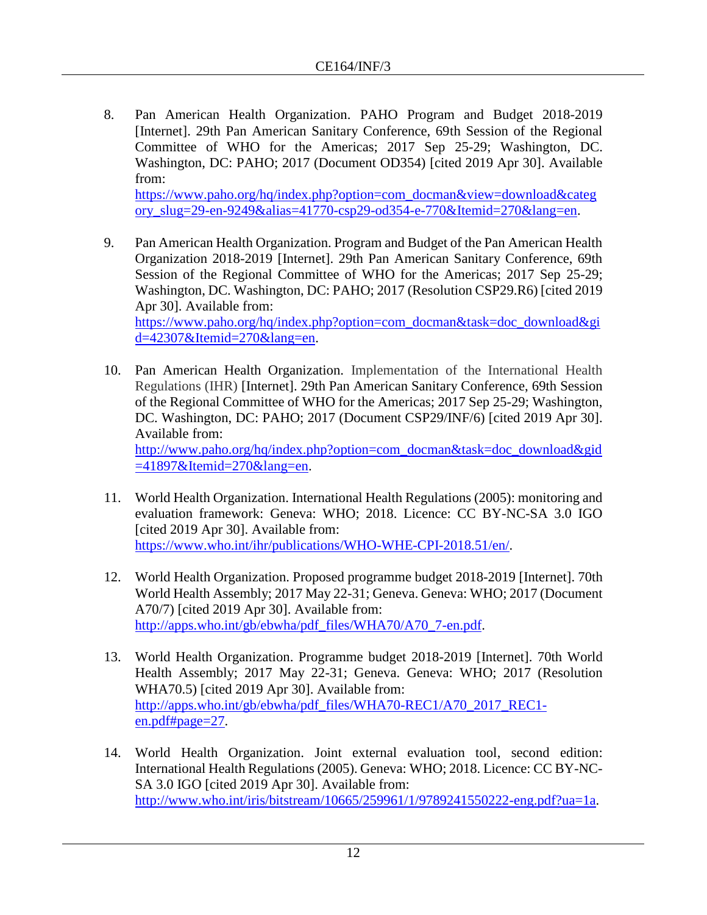8. Pan American Health Organization. PAHO Program and Budget 2018-2019 [Internet]. 29th Pan American Sanitary Conference, 69th Session of the Regional Committee of WHO for the Americas; 2017 Sep 25-29; Washington, DC. Washington, DC: PAHO; 2017 (Document OD354) [cited 2019 Apr 30]. Available from: https://www.paho.org/hq/index.php?option=com_docman&view=download&category_slug=29-en-9249&alias=41770-csp29-od354-e-770&Itemid=270&lang=en.

9. Pan American Health Organization. Program and Budget of the Pan American Health Organization 2018-2019 [Internet]. 29th Pan American Sanitary Conference, 69th Session of the Regional Committee of WHO for the Americas; 2017 Sep 25-29; Washington, DC. Washington, DC: PAHO; 2017 (Resolution CSP29.R6) [cited 2019 Apr 30]. Available from: https://www.paho.org/hq/index.php?option=com_docman&task=doc_download&gid=42307&Itemid=270&lang=en.

10. Pan American Health Organization. Implementation of the International Health Regulations (IHR) [Internet]. 29th Pan American Sanitary Conference, 69th Session of the Regional Committee of WHO for the Americas; 2017 Sep 25-29; Washington, DC. Washington, DC: PAHO; 2017 (Document CSP29/INF/6) [cited 2019 Apr 30]. Available from: http://www.paho.org/hq/index.php?option=com_docman&task=doc_download&gid=41897&Itemid=270&lang=en.

11. World Health Organization. International Health Regulations (2005): monitoring and evaluation framework: Geneva: WHO; 2018. Licence: CC BY-NC-SA 3.0 IGO [cited 2019 Apr 30]. Available from: https://www.who.int/ihr/publications/WHO-WHE-CPI-2018.51/en/.

12. World Health Organization. Proposed programme budget 2018-2019 [Internet]. 70th World Health Assembly; 2017 May 22-31; Geneva. Geneva: WHO; 2017 (Document A70/7) [cited 2019 Apr 30]. Available from: http://apps.who.int/gb/ebwha/pdf_files/WHA70/A70_7-en.pdf.

13. World Health Organization. Programme budget 2018-2019 [Internet]. 70th World Health Assembly; 2017 May 22-31; Geneva. Geneva: WHO; 2017 (Resolution WHA70.5) [cited 2019 Apr 30]. Available from: http://apps.who.int/gb/ebwha/pdf_files/WHA70-REC1/A70_2017_REC1-en.pdf#page=27.

14. World Health Organization. Joint external evaluation tool, second edition: International Health Regulations (2005). Geneva: WHO; 2018. Licence: CC BY-NC-SA 3.0 IGO [cited 2019 Apr 30]. Available from: http://www.who.int/iris/bitstream/10665/259961/1/9789241550222-eng.pdf?ua=1a.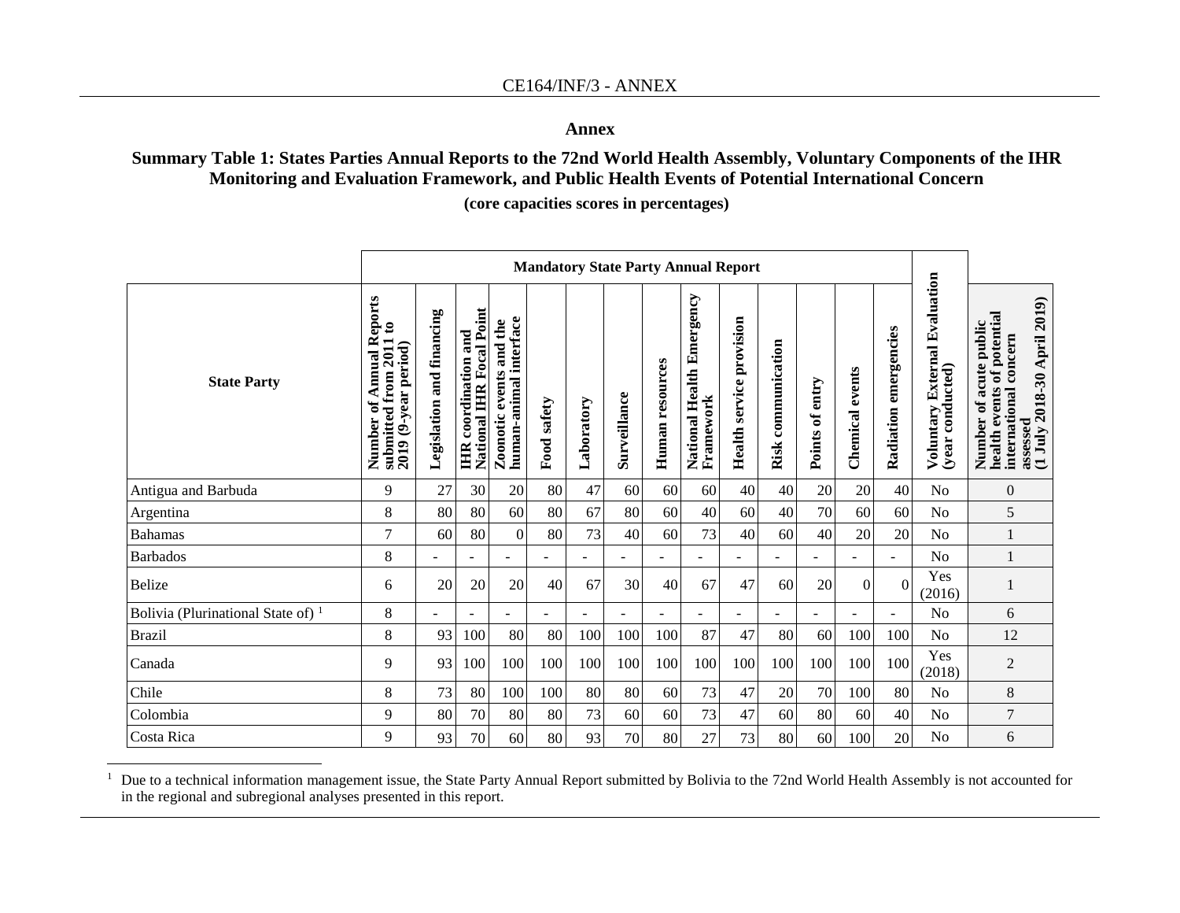## Annex

### Summary Table 1: States Parties Annual Reports to the 72nd World Health Assembly, Voluntary Components of the IHR Monitoring and Evaluation Framework, and Public Health Events of Potential International Concern

**(core capacities scores in percentages)**

| State Party | Mandatory State Party Annual Report | | | | | | | | | | | | | | | Voluntary External Evaluation (year conducted) | Number of acute public health events of potential international concern assessed (1 July 2018-30 April 2019) |
|---|---|---|---|---|---|---|---|---|---|---|---|---|---|---|---|---|---|
| | Number of Annual Reports submitted from 2011 to 2019 (9-year period) | Legislation and financing | IHR coordination and National IHR Focal Point | Zoonotic events and the human-animal interface | Food safety | Laboratory | Surveillance | Human resources | National Health Emergency Framework | Health service provision | Risk communication | Points of entry | Chemical events | Radiation emergencies | | |
| Antigua and Barbuda | 9 | 27 | 30 | 20 | 80 | 47 | 60 | 60 | 60 | 40 | 40 | 20 | 20 | 40 | No | 0 |
| Argentina | 8 | 80 | 80 | 60 | 80 | 67 | 80 | 60 | 40 | 60 | 40 | 70 | 60 | 60 | No | 5 |
| Bahamas | 7 | 60 | 80 | 0 | 80 | 73 | 40 | 60 | 73 | 40 | 60 | 40 | 20 | 20 | No | 1 |
| Barbados | 8 | - | - | - | - | - | - | - | - | - | - | - | - | - | No | 1 |
| Belize | 6 | 20 | 20 | 20 | 40 | 67 | 30 | 40 | 67 | 47 | 60 | 20 | 0 | 0 | Yes (2016) | 1 |
| Bolivia (Plurinational State of) [1] | 8 | - | - | - | - | - | - | - | - | - | - | - | - | - | No | 6 |
| Brazil | 8 | 93 | 100 | 80 | 80 | 100 | 100 | 100 | 87 | 47 | 80 | 60 | 100 | 100 | No | 12 |
| Canada | 9 | 93 | 100 | 100 | 100 | 100 | 100 | 100 | 100 | 100 | 100 | 100 | 100 | 100 | Yes (2018) | 2 |
| Chile | 8 | 73 | 80 | 100 | 100 | 80 | 80 | 60 | 73 | 47 | 20 | 70 | 100 | 80 | No | 8 |
| Colombia | 9 | 80 | 70 | 80 | 80 | 73 | 60 | 60 | 73 | 47 | 60 | 80 | 60 | 40 | No | 7 |
| Costa Rica | 9 | 93 | 70 | 60 | 80 | 93 | 70 | 80 | 27 | 73 | 80 | 60 | 100 | 20 | No | 6 |

[1] Due to a technical information management issue, the State Party Annual Report submitted by Bolivia to the 72nd World Health Assembly is not accounted for in the regional and subregional analyses presented in this report.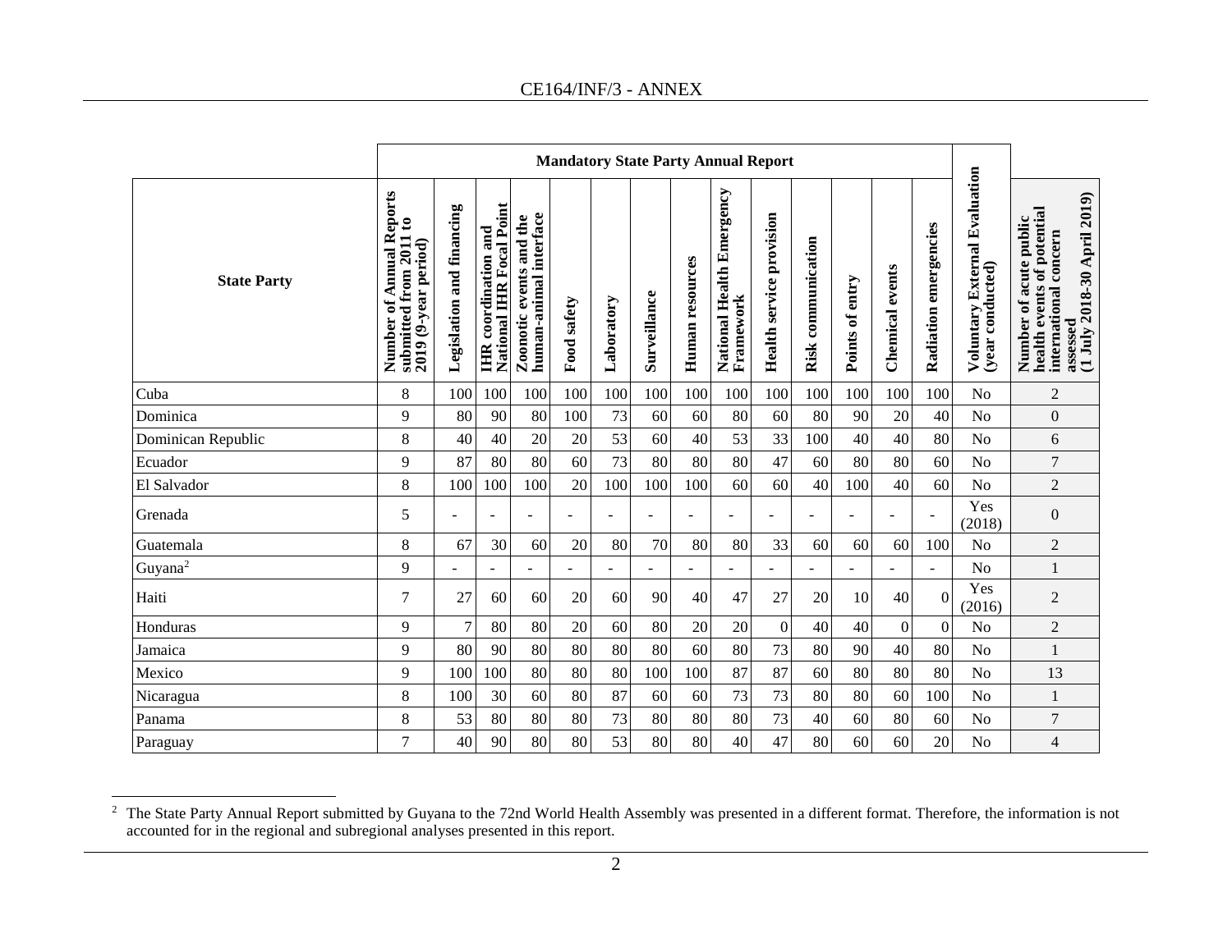| State Party | Mandatory State Party Annual Report | | | | | | | | | | | | | | | Voluntary External Evaluation (year conducted) | Number of acute public health events of potential international concern assessed (1 July 2018-30 April 2019) |
|---|---|---|---|---|---|---|---|---|---|---|---|---|---|---|---|---|---|
| | Number of Annual Reports submitted from 2011 to 2019 (9-year period) | Legislation and financing | IHR coordination and National IHR Focal Point | Zoonotic events and the human-animal interface | Food safety | Laboratory | Surveillance | Human resources | National Health Emergency Framework | Health service provision | Risk communication | Points of entry | Chemical events | Radiation emergencies | | |
| Cuba | 8 | 100 | 100 | 100 | 100 | 100 | 100 | 100 | 100 | 100 | 100 | 100 | 100 | 100 | No | 2 |
| Dominica | 9 | 80 | 90 | 80 | 100 | 73 | 60 | 60 | 80 | 60 | 80 | 90 | 20 | 40 | No | 0 |
| Dominican Republic | 8 | 40 | 40 | 20 | 20 | 53 | 60 | 40 | 53 | 33 | 100 | 40 | 40 | 80 | No | 6 |
| Ecuador | 9 | 87 | 80 | 80 | 60 | 73 | 80 | 80 | 80 | 47 | 60 | 80 | 80 | 60 | No | 7 |
| El Salvador | 8 | 100 | 100 | 100 | 20 | 100 | 100 | 100 | 60 | 60 | 40 | 100 | 40 | 60 | No | 2 |
| Grenada | 5 | - | - | - | - | - | - | - | - | - | - | - | - | - | Yes (2018) | 0 |
| Guatemala | 8 | 67 | 30 | 60 | 20 | 80 | 70 | 80 | 80 | 33 | 60 | 60 | 60 | 100 | No | 2 |
| Guyana[2] | 9 | - | - | - | - | - | - | - | - | - | - | - | - | - | No | 1 |
| Haiti | 7 | 27 | 60 | 60 | 20 | 60 | 90 | 40 | 47 | 27 | 20 | 10 | 40 | 0 | Yes (2016) | 2 |
| Honduras | 9 | 7 | 80 | 80 | 20 | 60 | 80 | 20 | 20 | 0 | 40 | 40 | 0 | 0 | No | 2 |
| Jamaica | 9 | 80 | 90 | 80 | 80 | 80 | 80 | 60 | 80 | 73 | 80 | 90 | 40 | 80 | No | 1 |
| Mexico | 9 | 100 | 100 | 80 | 80 | 80 | 100 | 100 | 87 | 87 | 60 | 80 | 80 | 80 | No | 13 |
| Nicaragua | 8 | 100 | 30 | 60 | 80 | 87 | 60 | 60 | 73 | 73 | 80 | 80 | 60 | 100 | No | 1 |
| Panama | 8 | 53 | 80 | 80 | 80 | 73 | 80 | 80 | 80 | 73 | 40 | 60 | 80 | 60 | No | 7 |
| Paraguay | 7 | 40 | 90 | 80 | 80 | 53 | 80 | 80 | 40 | 47 | 80 | 60 | 60 | 20 | No | 4 |

[2] The State Party Annual Report submitted by Guyana to the 72nd World Health Assembly was presented in a different format. Therefore, the information is not accounted for in the regional and subregional analyses presented in this report.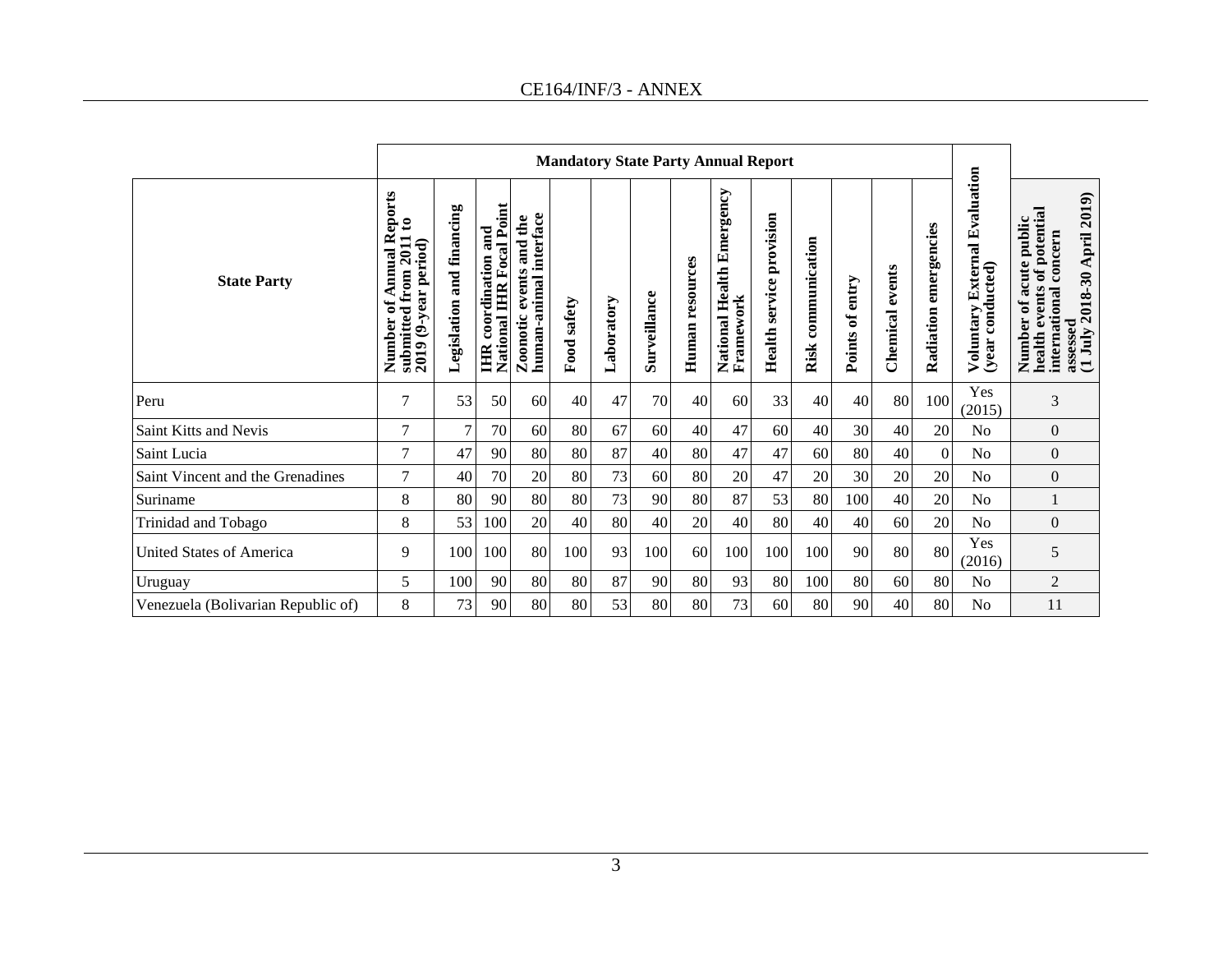| State Party | Mandatory State Party Annual Report | | | | | | | | | | | | | | Voluntary External Evaluation (year conducted) | Number of acute public health events of potential international concern assessed (1 July 2018-30 April 2019) |
|---|---|---|---|---|---|---|---|---|---|---|---|---|---|---|---|---|
| | Number of Annual Reports submitted from 2011 to 2019 (9-year period) | Legislation and financing | IHR coordination and National IHR Focal Point | Zoonotic events and the human-animal interface | Food safety | Laboratory | Surveillance | Human resources | National Health Emergency Framework | Health service provision | Risk communication | Points of entry | Chemical events | Radiation emergencies | | |
| Peru | 7 | 53 | 50 | 60 | 40 | 47 | 70 | 40 | 60 | 33 | 40 | 40 | 80 | 100 | Yes (2015) | 3 |
| Saint Kitts and Nevis | 7 | 7 | 70 | 60 | 80 | 67 | 60 | 40 | 47 | 60 | 40 | 30 | 40 | 20 | No | 0 |
| Saint Lucia | 7 | 47 | 90 | 80 | 80 | 87 | 40 | 80 | 47 | 47 | 60 | 80 | 40 | 0 | No | 0 |
| Saint Vincent and the Grenadines | 7 | 40 | 70 | 20 | 80 | 73 | 60 | 80 | 20 | 47 | 20 | 30 | 20 | 20 | No | 0 |
| Suriname | 8 | 80 | 90 | 80 | 80 | 73 | 90 | 80 | 87 | 53 | 80 | 100 | 40 | 20 | No | 1 |
| Trinidad and Tobago | 8 | 53 | 100 | 20 | 40 | 80 | 40 | 20 | 40 | 80 | 40 | 40 | 60 | 20 | No | 0 |
| United States of America | 9 | 100 | 100 | 80 | 100 | 93 | 100 | 60 | 100 | 100 | 100 | 90 | 80 | 80 | Yes (2016) | 5 |
| Uruguay | 5 | 100 | 90 | 80 | 80 | 87 | 90 | 80 | 93 | 80 | 100 | 80 | 60 | 80 | No | 2 |
| Venezuela (Bolivarian Republic of) | 8 | 73 | 90 | 80 | 80 | 53 | 80 | 80 | 73 | 60 | 80 | 90 | 40 | 80 | No | 11 |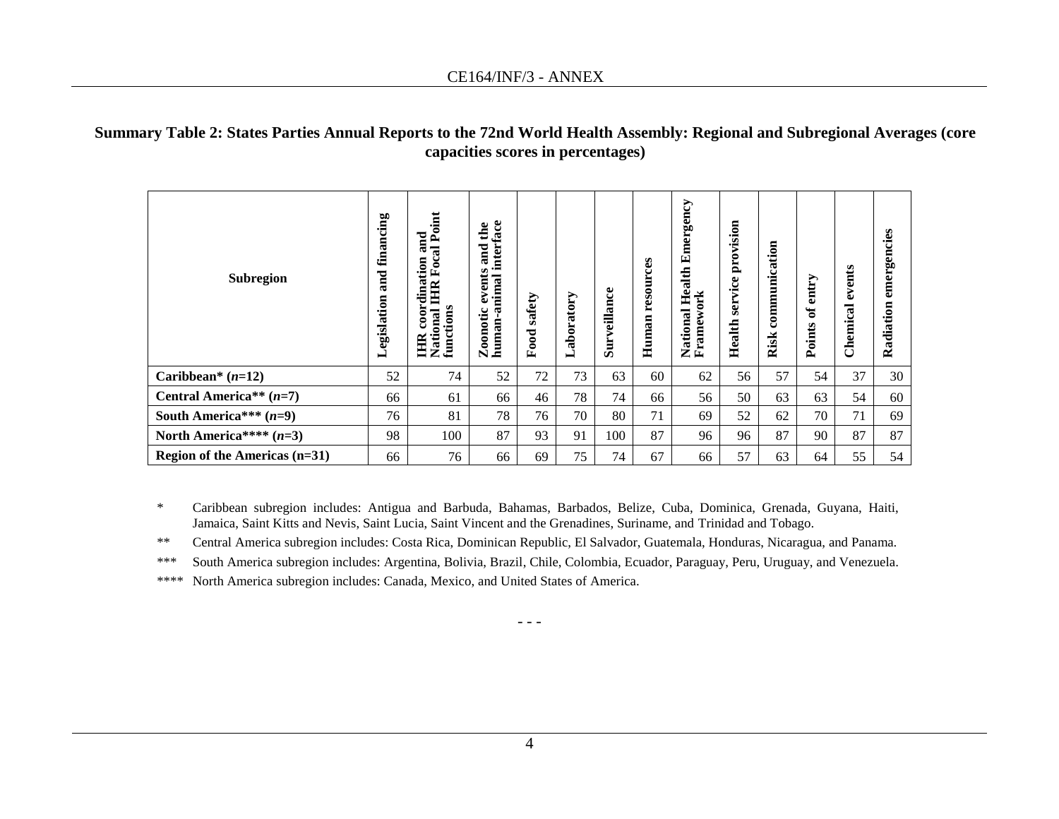**Summary Table 2: States Parties Annual Reports to the 72nd World Health Assembly: Regional and Subregional Averages (core capacities scores in percentages)**

| Subregion | Legislation and financing | IHR coordination and National IHR Focal Point functions | Zoonotic events and the human-animal interface | Food safety | Laboratory | Surveillance | Human resources | National Health Emergency Framework | Health service provision | Risk communication | Points of entry | Chemical events | Radiation emergencies |
|---|---|---|---|---|---|---|---|---|---|---|---|---|---|
| **Caribbean* (*n*=12)** | 52 | 74 | 52 | 72 | 73 | 63 | 60 | 62 | 56 | 57 | 54 | 37 | 30 |
| **Central America** (*n*=7)** | 66 | 61 | 66 | 46 | 78 | 74 | 66 | 56 | 50 | 63 | 63 | 54 | 60 |
| **South America*** (*n*=9)** | 76 | 81 | 78 | 76 | 70 | 80 | 71 | 69 | 52 | 62 | 70 | 71 | 69 |
| **North America**** (*n*=3)** | 98 | 100 | 87 | 93 | 91 | 100 | 87 | 96 | 96 | 87 | 90 | 87 | 87 |
| **Region of the Americas (n=31)** | 66 | 76 | 66 | 69 | 75 | 74 | 67 | 66 | 57 | 63 | 64 | 55 | 54 |

\* Caribbean subregion includes: Antigua and Barbuda, Bahamas, Barbados, Belize, Cuba, Dominica, Grenada, Guyana, Haiti, Jamaica, Saint Kitts and Nevis, Saint Lucia, Saint Vincent and the Grenadines, Suriname, and Trinidad and Tobago.

** Central America subregion includes: Costa Rica, Dominican Republic, El Salvador, Guatemala, Honduras, Nicaragua, and Panama.

*** South America subregion includes: Argentina, Bolivia, Brazil, Chile, Colombia, Ecuador, Paraguay, Peru, Uruguay, and Venezuela.

**** North America subregion includes: Canada, Mexico, and United States of America.

- - -